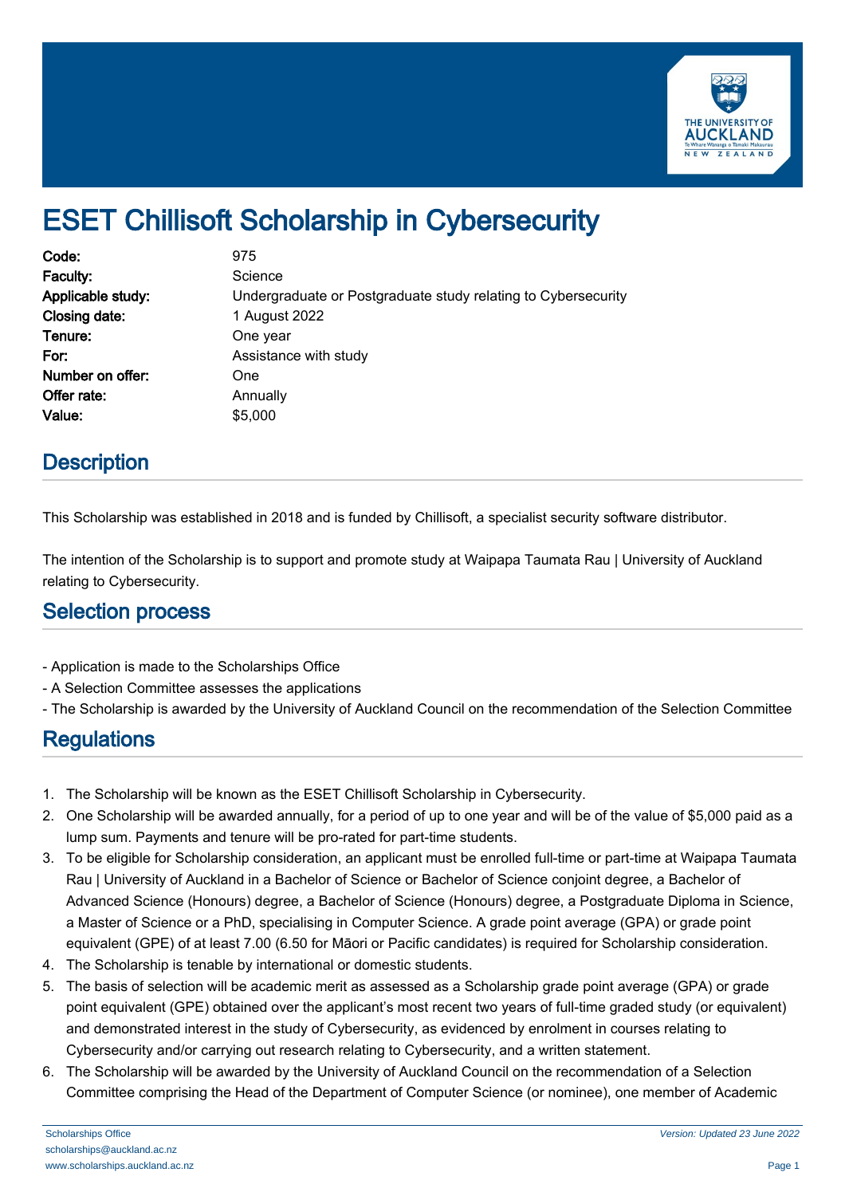# ESET Chillisoft Scholarship in Cybersecurity

| | |
|---|---|
| **Code:** | 975 |
| **Faculty:** | Science |
| **Applicable study:** | Undergraduate or Postgraduate study relating to Cybersecurity |
| **Closing date:** | 1 August 2022 |
| **Tenure:** | One year |
| **For:** | Assistance with study |
| **Number on offer:** | One |
| **Offer rate:** | Annually |
| **Value:** | $5,000 |

## Description

This Scholarship was established in 2018 and is funded by Chillisoft, a specialist security software distributor.

The intention of the Scholarship is to support and promote study at Waipapa Taumata Rau | University of Auckland relating to Cybersecurity.

## Selection process

- Application is made to the Scholarships Office
- A Selection Committee assesses the applications
- The Scholarship is awarded by the University of Auckland Council on the recommendation of the Selection Committee

## Regulations

1. The Scholarship will be known as the ESET Chillisoft Scholarship in Cybersecurity.
2. One Scholarship will be awarded annually, for a period of up to one year and will be of the value of $5,000 paid as a lump sum. Payments and tenure will be pro-rated for part-time students.
3. To be eligible for Scholarship consideration, an applicant must be enrolled full-time or part-time at Waipapa Taumata Rau | University of Auckland in a Bachelor of Science or Bachelor of Science conjoint degree, a Bachelor of Advanced Science (Honours) degree, a Bachelor of Science (Honours) degree, a Postgraduate Diploma in Science, a Master of Science or a PhD, specialising in Computer Science. A grade point average (GPA) or grade point equivalent (GPE) of at least 7.00 (6.50 for Māori or Pacific candidates) is required for Scholarship consideration.
4. The Scholarship is tenable by international or domestic students.
5. The basis of selection will be academic merit as assessed as a Scholarship grade point average (GPA) or grade point equivalent (GPE) obtained over the applicant's most recent two years of full-time graded study (or equivalent) and demonstrated interest in the study of Cybersecurity, as evidenced by enrolment in courses relating to Cybersecurity and/or carrying out research relating to Cybersecurity, and a written statement.
6. The Scholarship will be awarded by the University of Auckland Council on the recommendation of a Selection Committee comprising the Head of the Department of Computer Science (or nominee), one member of Academic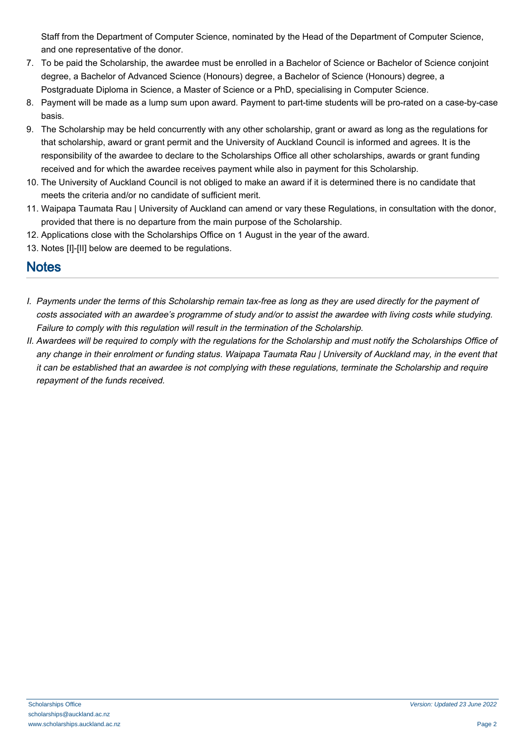Staff from the Department of Computer Science, nominated by the Head of the Department of Computer Science, and one representative of the donor.

7. To be paid the Scholarship, the awardee must be enrolled in a Bachelor of Science or Bachelor of Science conjoint degree, a Bachelor of Advanced Science (Honours) degree, a Bachelor of Science (Honours) degree, a Postgraduate Diploma in Science, a Master of Science or a PhD, specialising in Computer Science.
8. Payment will be made as a lump sum upon award. Payment to part-time students will be pro-rated on a case-by-case basis.
9. The Scholarship may be held concurrently with any other scholarship, grant or award as long as the regulations for that scholarship, award or grant permit and the University of Auckland Council is informed and agrees. It is the responsibility of the awardee to declare to the Scholarships Office all other scholarships, awards or grant funding received and for which the awardee receives payment while also in payment for this Scholarship.
10. The University of Auckland Council is not obliged to make an award if it is determined there is no candidate that meets the criteria and/or no candidate of sufficient merit.
11. Waipapa Taumata Rau | University of Auckland can amend or vary these Regulations, in consultation with the donor, provided that there is no departure from the main purpose of the Scholarship.
12. Applications close with the Scholarships Office on 1 August in the year of the award.
13. Notes [I]-[II] below are deemed to be regulations.

## Notes

I. *Payments under the terms of this Scholarship remain tax-free as long as they are used directly for the payment of costs associated with an awardee's programme of study and/or to assist the awardee with living costs while studying. Failure to comply with this regulation will result in the termination of the Scholarship.*

II. *Awardees will be required to comply with the regulations for the Scholarship and must notify the Scholarships Office of any change in their enrolment or funding status. Waipapa Taumata Rau | University of Auckland may, in the event that it can be established that an awardee is not complying with these regulations, terminate the Scholarship and require repayment of the funds received.*